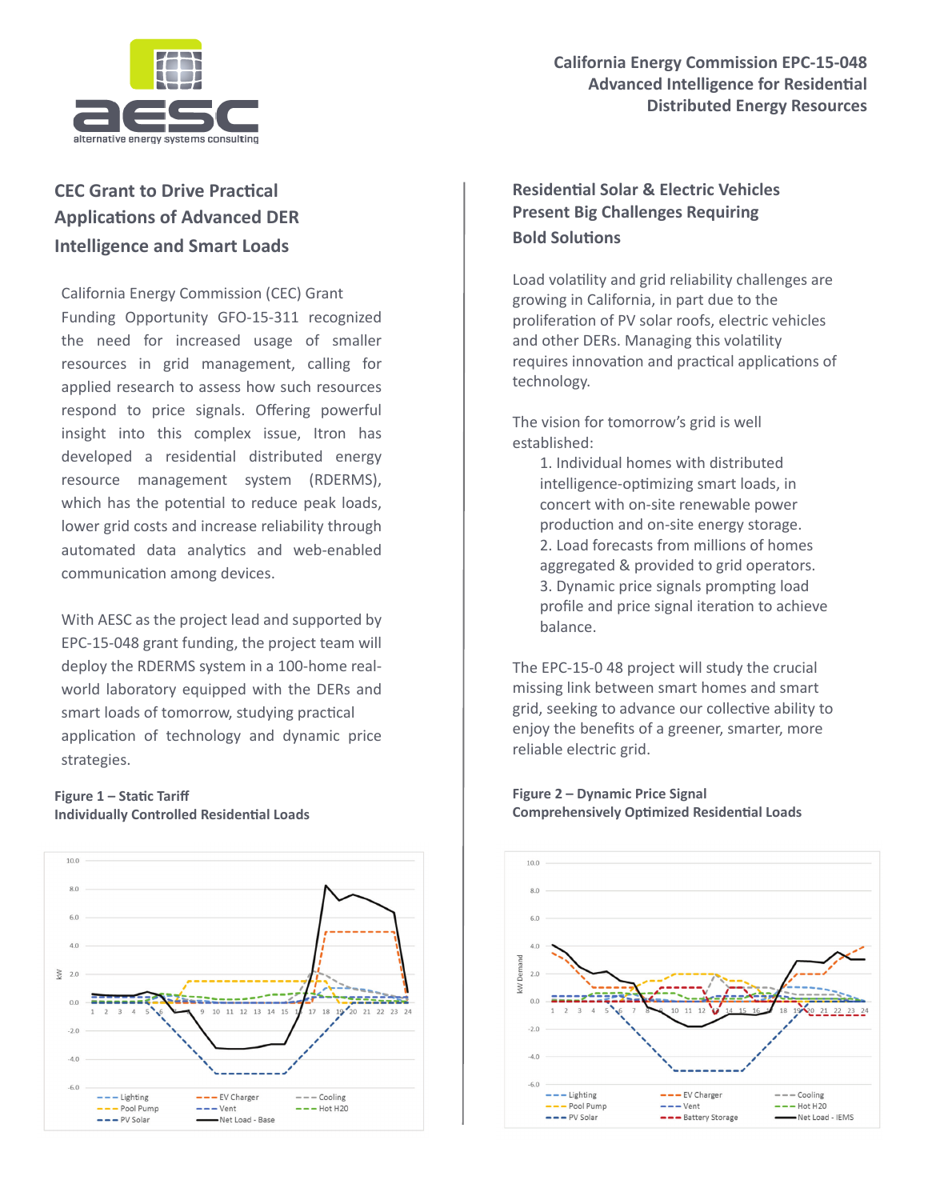California Energy Commission EPC-15-048
Advanced Intelligence for Residential Distributed Energy Resources

## CEC Grant to Drive Practical Applications of Advanced DER Intelligence and Smart Loads

California Energy Commission (CEC) Grant Funding Opportunity GFO-15-311 recognized the need for increased usage of smaller resources in grid management, calling for applied research to assess how such resources respond to price signals. Offering powerful insight into this complex issue, Itron has developed a residential distributed energy resource management system (RDERMS), which has the potential to reduce peak loads, lower grid costs and increase reliability through automated data analytics and web-enabled communication among devices.

With AESC as the project lead and supported by EPC-15-048 grant funding, the project team will deploy the RDERMS system in a 100-home real-world laboratory equipped with the DERs and smart loads of tomorrow, studying practical application of technology and dynamic price strategies.

**Figure 1 – Static Tariff**
**Individually Controlled Residential Loads**

## Residential Solar & Electric Vehicles Present Big Challenges Requiring Bold Solutions

Load volatility and grid reliability challenges are growing in California, in part due to the proliferation of PV solar roofs, electric vehicles and other DERs. Managing this volatility requires innovation and practical applications of technology.

The vision for tomorrow's grid is well established:

1. Individual homes with distributed intelligence-optimizing smart loads, in concert with on-site renewable power production and on-site energy storage.
2. Load forecasts from millions of homes aggregated & provided to grid operators.
3. Dynamic price signals prompting load profile and price signal iteration to achieve balance.

The EPC-15-0 48 project will study the crucial missing link between smart homes and smart grid, seeking to advance our collective ability to enjoy the benefits of a greener, smarter, more reliable electric grid.

**Figure 2 – Dynamic Price Signal**
**Comprehensively Optimized Residential Loads**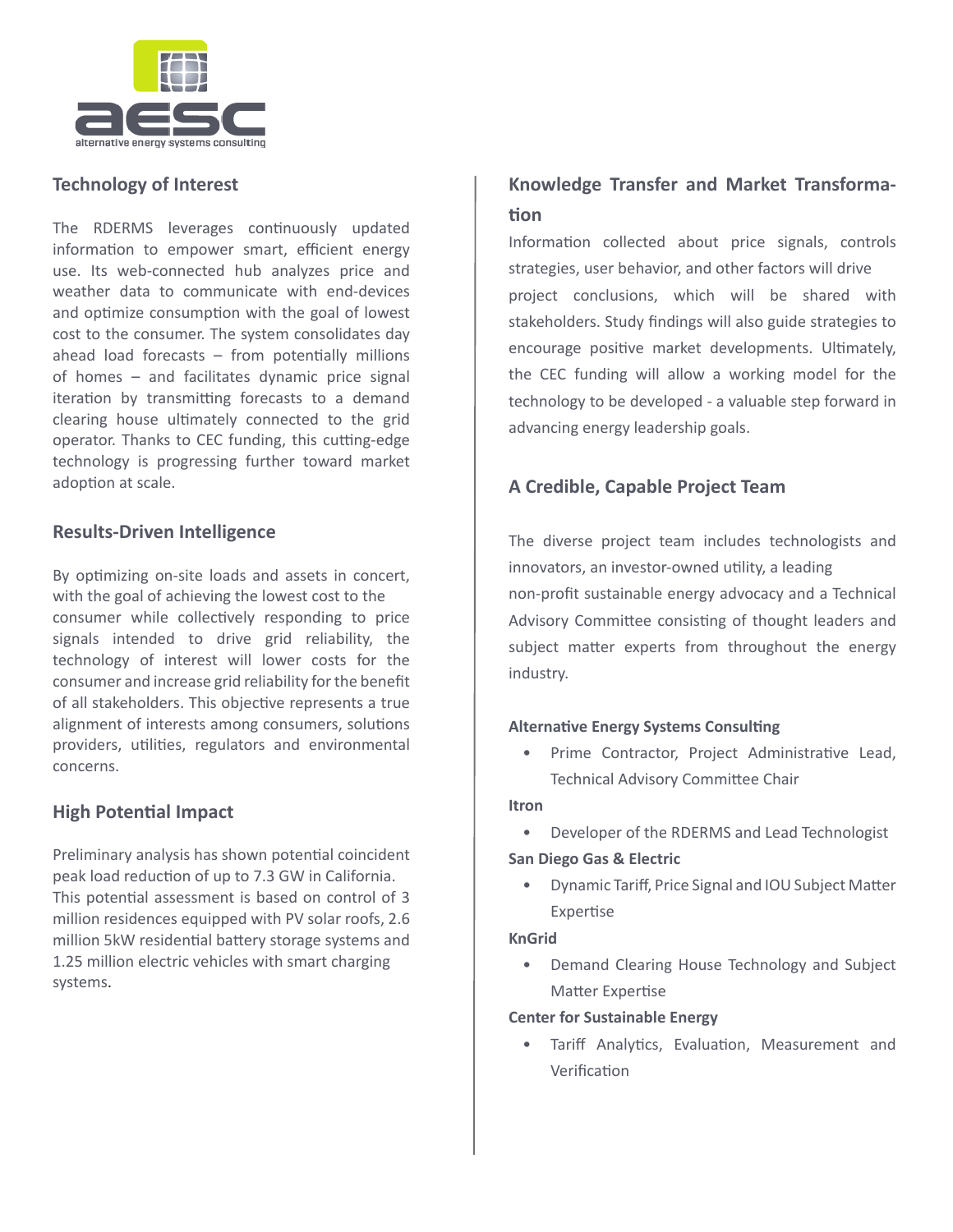## Technology of Interest

The RDERMS leverages continuously updated information to empower smart, efficient energy use. Its web-connected hub analyzes price and weather data to communicate with end-devices and optimize consumption with the goal of lowest cost to the consumer. The system consolidates day ahead load forecasts – from potentially millions of homes – and facilitates dynamic price signal iteration by transmitting forecasts to a demand clearing house ultimately connected to the grid operator. Thanks to CEC funding, this cutting-edge technology is progressing further toward market adoption at scale.

## Results-Driven Intelligence

By optimizing on-site loads and assets in concert, with the goal of achieving the lowest cost to the consumer while collectively responding to price signals intended to drive grid reliability, the technology of interest will lower costs for the consumer and increase grid reliability for the benefit of all stakeholders. This objective represents a true alignment of interests among consumers, solutions providers, utilities, regulators and environmental concerns.

## High Potential Impact

Preliminary analysis has shown potential coincident peak load reduction of up to 7.3 GW in California. This potential assessment is based on control of 3 million residences equipped with PV solar roofs, 2.6 million 5kW residential battery storage systems and 1.25 million electric vehicles with smart charging systems.

## Knowledge Transfer and Market Transformation

Information collected about price signals, controls strategies, user behavior, and other factors will drive project conclusions, which will be shared with stakeholders. Study findings will also guide strategies to encourage positive market developments. Ultimately, the CEC funding will allow a working model for the technology to be developed - a valuable step forward in advancing energy leadership goals.

## A Credible, Capable Project Team

The diverse project team includes technologists and innovators, an investor-owned utility, a leading non-profit sustainable energy advocacy and a Technical Advisory Committee consisting of thought leaders and subject matter experts from throughout the energy industry.

**Alternative Energy Systems Consulting**

- Prime Contractor, Project Administrative Lead, Technical Advisory Committee Chair

**Itron**

- Developer of the RDERMS and Lead Technologist

**San Diego Gas & Electric**

- Dynamic Tariff, Price Signal and IOU Subject Matter Expertise

**KnGrid**

- Demand Clearing House Technology and Subject Matter Expertise

**Center for Sustainable Energy**

- Tariff Analytics, Evaluation, Measurement and Verification